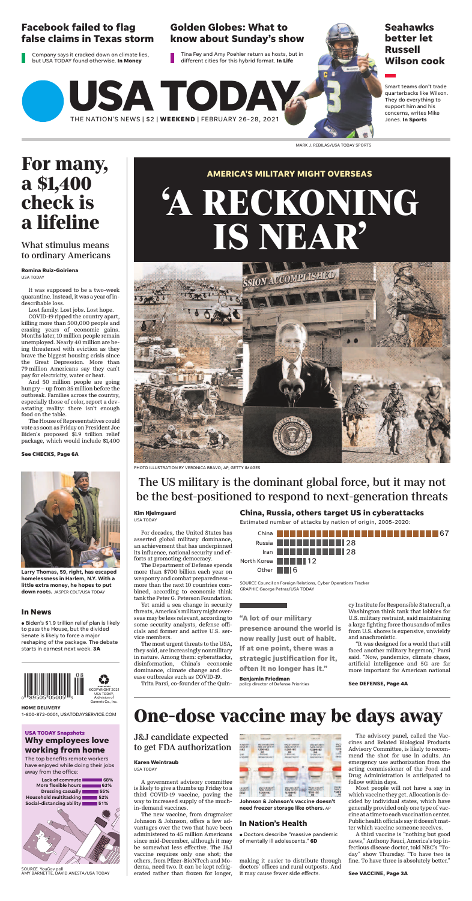## Facebook failed to flag false claims in Texas storm

Company says it cracked down on climate lies, but USA TODAY found otherwise. **In Money**

## Golden Globes: What to know about Sunday's show

Tina Fey and Amy Poehler return as hosts, but in different cities for this hybrid format. **In Life**

## Seahawks better let Russell Wilson cook

Smart teams don't trade quarterbacks like Wilson. They do everything to support him and his concerns, writes Mike Jones. **In Sports**

MARK J. REBILAS/USA TODAY SPORTS

# USA TODAY

THE NATION'S NEWS | $2 | **WEEKEND** | FEBRUARY 26-28, 2021

# For many, a $1,400 check is a lifeline

## What stimulus means to ordinary Americans

**Romina Ruiz-Goiriena**
USA TODAY

It was supposed to be a two-week quarantine. Instead, it was a year of indescribable loss.

Lost family. Lost jobs. Lost hope.

COVID-19 ripped the country apart, killing more than 500,000 people and erasing years of economic gains. Months later, 10 million people remain unemployed. Nearly 40 million are being threatened with eviction as they brave the biggest housing crisis since the Great Depression. More than 79 million Americans say they can't pay for electricity, water or heat.

And 50 million people are going hungry – up from 35 million before the outbreak. Families across the country, especially those of color, report a devastating reality: there isn't enough food on the table.

The House of Representatives could vote as soon as Friday on President Joe Biden's proposed $1.9 trillion relief package, which would include $1,400

**See CHECKS, Page 6A**

**Larry Thomas, 59, right, has escaped homelessness in Harlem, N.Y. With a little extra money, he hopes to put down roots.** JASPER COLT/USA TODAY

### In News

- Biden's $1.9 trillion relief plan is likely to pass the House, but the divided Senate is likely to force a major reshaping of the package. The debate starts in earnest next week. **3A**

©COPYRIGHT 2021 USA TODAY, A division of Gannett Co., Inc.

**HOME DELIVERY**
1-800-872-0001, USATODAYSERVICE.COM

### USA TODAY Snapshots
### Why employees love working from home

The top benefits remote workers have enjoyed while doing their jobs away from the office:

| Benefit | Percent |
|---|---|
| Lack of commute | 68% |
| More flexible hours | 63% |
| Dressing casually | 55% |
| Household multitasking | 52% |
| Social-distancing ability | 51% |

SOURCE YouGov poll
AMY BARNETTE, DAVID ANESTA/USA TODAY

**AMERICA'S MILITARY MIGHT OVERSEAS**

# 'A RECKONING IS NEAR'

PHOTO ILLUSTRATION BY VERONICA BRAVO; AP, GETTY IMAGES

## The US military is the dominant global force, but it may not be the best-positioned to respond to next-generation threats

**Kim Hjelmgaard**
USA TODAY

For decades, the United States has asserted global military dominance, an achievement that has underpinned its influence, national security and efforts at promoting democracy.

The Department of Defense spends more than $700 billion each year on weaponry and combat preparedness – more than the next 10 countries combined, according to economic think tank the Peter G. Peterson Foundation.

Yet amid a sea change in security threats, America's military might overseas may be less relevant, according to some security analysts, defense officials and former and active U.S. service members.

The most urgent threats to the USA, they said, are increasingly nonmilitary in nature. Among them: cyberattacks, disinformation, China's economic dominance, climate change and disease outbreaks such as COVID-19.

Trita Parsi, co-founder of the Quincy Institute for Responsible Statecraft, a Washington think tank that lobbies for U.S. military restraint, said maintaining a large fighting force thousands of miles from U.S. shores is expensive, unwieldy and anachronistic.

"It was designed for a world that still faced another military hegemon," Parsi said. "Now, pandemics, climate chaos, artificial intelligence and 5G are far more important for American national

**See DEFENSE, Page 4A**

### China, Russia, others target US in cyberattacks

Estimated number of attacks by nation of origin, 2005-2020:

| Nation | Attacks |
|---|---|
| China | 67 |
| Russia | 28 |
| Iran | 28 |
| North Korea | 12 |
| Other | 6 |

SOURCE Council on Foreign Relations, Cyber Operations Tracker
GRAPHIC George Petras/USA TODAY

**"A lot of our military presence around the world is now really just out of habit. If at one point, there was a strategic justification for it, often it no longer has it."**

**Benjamin Friedman**
policy director of Defense Priorities

# One-dose vaccine may be days away

## J&J candidate expected to get FDA authorization

**Karen Weintraub**
USA TODAY

A government advisory committee is likely to give a thumbs up Friday to a third COVID-19 vaccine, paving the way to increased supply of the much-in-demand vaccines.

The new vaccine, from drugmaker Johnson & Johnson, offers a few advantages over the two that have been administered to 45 million Americans since mid-December, although it may be somewhat less effective. The J&J vaccine requires only one shot; the others, from Pfizer-BioNTech and Moderna, need two. It can be kept refrigerated rather than frozen for longer, making it easier to distribute through doctors' offices and rural outposts. And it may cause fewer side effects.

**Johnson & Johnson's vaccine doesn't need freezer storage like others.** AP

### In Nation's Health

- Doctors describe "massive pandemic of mentally ill adolescents." **6D**

The advisory panel, called the Vaccines and Related Biological Products Advisory Committee, is likely to recommend the shot for use in adults. An emergency use authorization from the acting commissioner of the Food and Drug Administration is anticipated to follow within days.

Most people will not have a say in which vaccine they get. Allocation is decided by individual states, which have generally provided only one type of vaccine at a time to each vaccination center. Public health officials say it doesn't matter which vaccine someone receives.

A third vaccine is "nothing but good news," Anthony Fauci, America's top infectious disease doctor, told NBC's "Today" show Thursday. "To have two is fine. To have three is absolutely better."

**See VACCINE, Page 3A**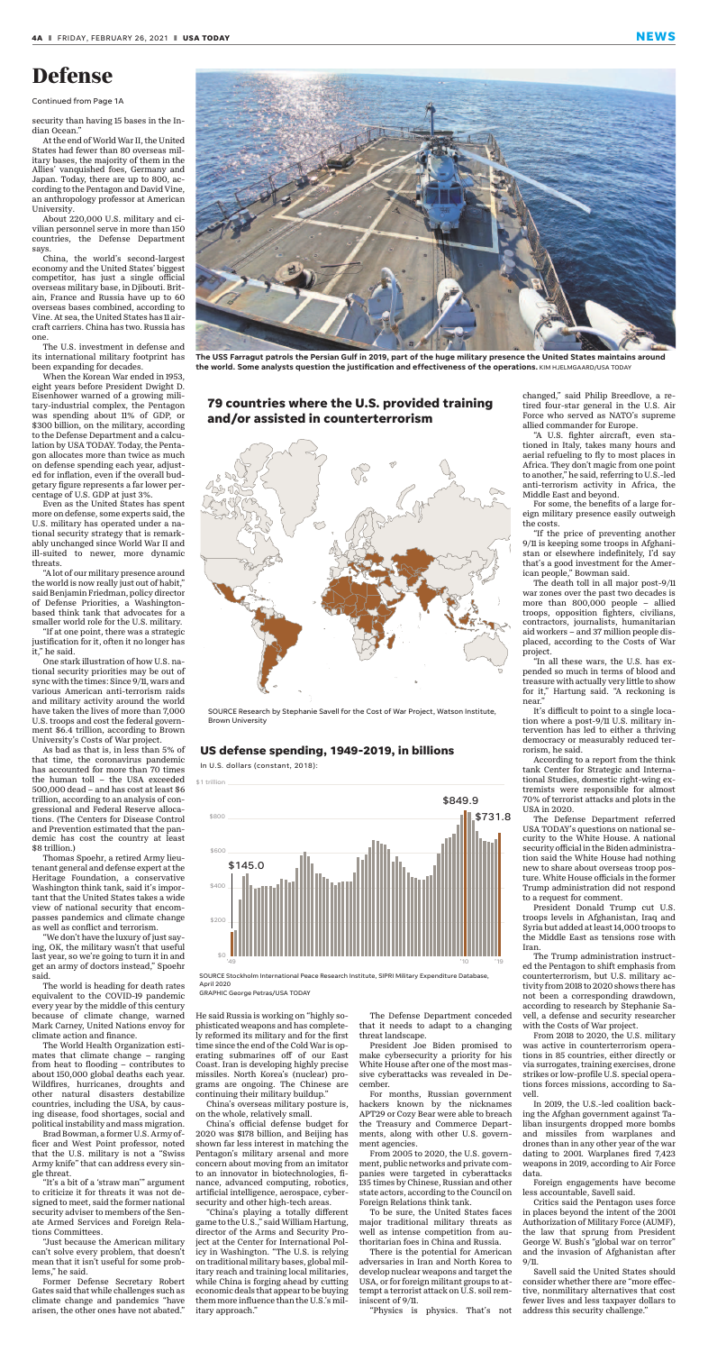# Defense

Continued from Page 1A

security than having 15 bases in the Indian Ocean."

At the end of World War II, the United States had fewer than 80 overseas military bases, the majority of them in the Allies' vanquished foes, Germany and Japan. Today, there are up to 800, according to the Pentagon and David Vine, an anthropology professor at American University.

About 220,000 U.S. military and civilian personnel serve in more than 150 countries, the Defense Department says.

China, the world's second-largest economy and the United States' biggest competitor, has just a single official overseas military base, in Djibouti. Britain, France and Russia have up to 60 overseas bases combined, according to Vine. At sea, the United States has 11 aircraft carriers. China has two. Russia has one.

The U.S. investment in defense and its international military footprint has been expanding for decades.

When the Korean War ended in 1953, eight years before President Dwight D. Eisenhower warned of a growing military-industrial complex, the Pentagon was spending about 11% of GDP, or $300 billion, on the military, according to the Defense Department and a calculation by USA TODAY. Today, the Pentagon allocates more than twice as much on defense spending each year, adjusted for inflation, even if the overall budgetary figure represents a far lower percentage of U.S. GDP at just 3%.

Even as the United States has spent more on defense, some experts said, the U.S. military has operated under a national security strategy that is remarkably unchanged since World War II and ill-suited to newer, more dynamic threats.

"A lot of our military presence around the world is now really just out of habit," said Benjamin Friedman, policy director of Defense Priorities, a Washington-based think tank that advocates for a smaller world role for the U.S. military.

"If at one point, there was a strategic justification for it, often it no longer has it," he said.

One stark illustration of how U.S. national security priorities may be out of sync with the times: Since 9/11, wars and various American anti-terrorism raids and military activity around the world have taken the lives of more than 7,000 U.S. troops and cost the federal government $6.4 trillion, according to Brown University's Costs of War project.

As bad as that is, in less than 5% of that time, the coronavirus pandemic has accounted for more than 70 times the human toll – the USA exceeded 500,000 dead – and has cost at least $6 trillion, according to an analysis of congressional and Federal Reserve allocations. (The Centers for Disease Control and Prevention estimated that the pandemic has cost the country at least $8 trillion.)

Thomas Spoehr, a retired Army lieutenant general and defense expert at the Heritage Foundation, a conservative Washington think tank, said it's important that the United States takes a wide view of national security that encompasses pandemics and climate change as well as conflict and terrorism.

"We don't have the luxury of just saying, OK, the military wasn't that useful last year, so we're going to turn it in and get an army of doctors instead," Spoehr said.

The world is heading for death rates equivalent to the COVID-19 pandemic every year by the middle of this century because of climate change, warned Mark Carney, United Nations envoy for climate action and finance.

The World Health Organization estimates that climate change – ranging from heat to flooding – contributes to about 150,000 global deaths each year. Wildfires, hurricanes, droughts and other natural disasters destabilize countries, including the USA, by causing disease, food shortages, social and political instability and mass migration.

Brad Bowman, a former U.S. Army officer and West Point professor, noted that the U.S. military is not a "Swiss Army knife" that can address every single threat.

"It's a bit of a 'straw man'" argument to criticize it for threats it was not designed to meet, said the former national security adviser to members of the Senate Armed Services and Foreign Relations Committees.

"Just because the American military can't solve every problem, that doesn't mean that it isn't useful for some problems," he said.

Former Defense Secretary Robert Gates said that while challenges such as climate change and pandemics "have arisen, the other ones have not abated."

**The USS Farragut patrols the Persian Gulf in 2019, part of the huge military presence the United States maintains around the world. Some analysts question the justification and effectiveness of the operations.** KIM HJELMGAARD/USA TODAY

## 79 countries where the U.S. provided training and/or assisted in counterterrorism

SOURCE Research by Stephanie Savell for the Cost of War Project, Watson Institute, Brown University

## US defense spending, 1949-2019, in billions

In U.S. dollars (constant, 2018):

$1 trillion
$800
$600
$400
$200
$0
$849.9
$731.8
$145.0
'49
'10
'19

SOURCE Stockholm International Peace Research Institute, SIPRI Military Expenditure Database, April 2020
GRAPHIC George Petras/USA TODAY

He said Russia is working on "highly sophisticated weapons and has completely reformed its military and for the first time since the end of the Cold War is operating submarines off of our East Coast. Iran is developing highly precise missiles. North Korea's (nuclear) programs are ongoing. The Chinese are continuing their military buildup."

China's overseas military posture is, on the whole, relatively small.

China's official defense budget for 2020 was $178 billion, and Beijing has shown far less interest in matching the Pentagon's military arsenal and more concern about moving from an imitator to an innovator in biotechnologies, finance, advanced computing, robotics, artificial intelligence, aerospace, cybersecurity and other high-tech areas.

"China's playing a totally different game to the U.S.," said William Hartung, director of the Arms and Security Project at the Center for International Policy in Washington. "The U.S. is relying on traditional military bases, global military reach and training local militaries, while China is forging ahead by cutting economic deals that appear to be buying them more influence than the U.S.'s military approach."

The Defense Department conceded that it needs to adapt to a changing threat landscape.

President Joe Biden promised to make cybersecurity a priority for his White House after one of the most massive cyberattacks was revealed in December.

For months, Russian government hackers known by the nicknames APT29 or Cozy Bear were able to breach the Treasury and Commerce Departments, along with other U.S. government agencies.

From 2005 to 2020, the U.S. government, public networks and private companies were targeted in cyberattacks 135 times by Chinese, Russian and other state actors, according to the Council on Foreign Relations think tank.

To be sure, the United States faces major traditional military threats as well as intense competition from authoritarian foes in China and Russia.

There is the potential for American adversaries in Iran and North Korea to develop nuclear weapons and target the USA, or for foreign militant groups to attempt a terrorist attack on U.S. soil reminiscent of 9/11.

"Physics is physics. That's not changed," said Philip Breedlove, a retired four-star general in the U.S. Air Force who served as NATO's supreme allied commander for Europe.

"A U.S. fighter aircraft, even stationed in Italy, takes many hours and aerial refueling to fly to most places in Africa. They don't magic from one point to another," he said, referring to U.S.-led anti-terrorism activity in Africa, the Middle East and beyond.

For some, the benefits of a large foreign military presence easily outweigh the costs.

"If the price of preventing another 9/11 is keeping some troops in Afghanistan or elsewhere indefinitely, I'd say that's a good investment for the American people," Bowman said.

The death toll in all major post-9/11 war zones over the past two decades is more than 800,000 people – allied troops, opposition fighters, civilians, contractors, journalists, humanitarian aid workers – and 37 million people displaced, according to the Costs of War project.

"In all these wars, the U.S. has expended so much in terms of blood and treasure with actually very little to show for it," Hartung said. "A reckoning is near."

It's difficult to point to a single location where a post-9/11 U.S. military intervention has led to either a thriving democracy or measurably reduced terrorism, he said.

According to a report from the think tank Center for Strategic and International Studies, domestic right-wing extremists were responsible for almost 70% of terrorist attacks and plots in the USA in 2020.

The Defense Department referred USA TODAY's questions on national security to the White House. A national security official in the Biden administration said the White House had nothing new to share about overseas troop posture. White House officials in the former Trump administration did not respond to a request for comment.

President Donald Trump cut U.S. troops levels in Afghanistan, Iraq and Syria but added at least 14,000 troops to the Middle East as tensions rose with Iran.

The Trump administration instructed the Pentagon to shift emphasis from counterterrorism, but U.S. military activity from 2018 to 2020 shows there has not been a corresponding drawdown, according to research by Stephanie Savell, a defense and security researcher with the Costs of War project.

From 2018 to 2020, the U.S. military was active in counterterrorism operations in 85 countries, either directly or via surrogates, training exercises, drone strikes or low-profile U.S. special operations forces missions, according to Savell.

In 2019, the U.S.-led coalition backing the Afghan government against Taliban insurgents dropped more bombs and missiles from warplanes and drones than in any other year of the war dating to 2001. Warplanes fired 7,423 weapons in 2019, according to Air Force data.

Foreign engagements have become less accountable, Savell said.

Critics said the Pentagon uses force in places beyond the intent of the 2001 Authorization of Military Force (AUMF), the law that sprung from President George W. Bush's "global war on terror" and the invasion of Afghanistan after 9/11.

Savell said the United States should consider whether there are "more effective, nonmilitary alternatives that cost fewer lives and less taxpayer dollars to address this security challenge."